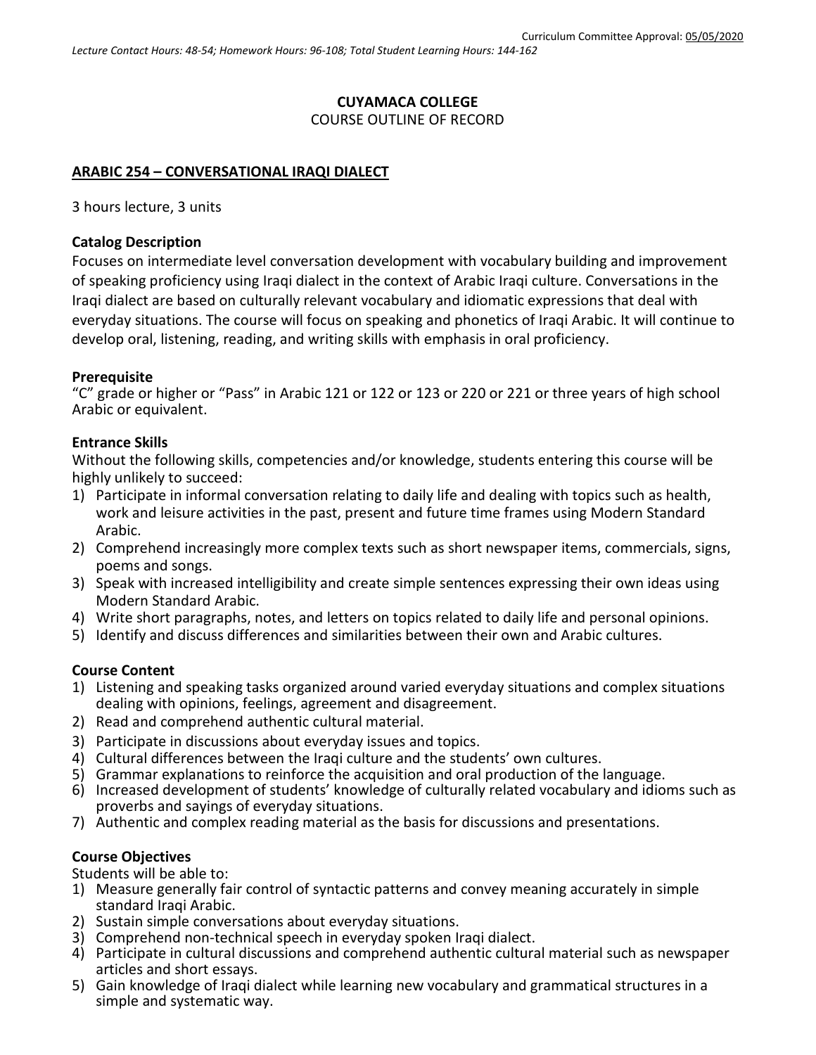Curriculum Committee Approval: 05/05/2020

*Lecture Contact Hours: 48-54; Homework Hours: 96-108; Total Student Learning Hours: 144-162*

**CUYAMACA COLLEGE**
COURSE OUTLINE OF RECORD

**ARABIC 254 – CONVERSATIONAL IRAQI DIALECT**

3 hours lecture, 3 units

**Catalog Description**
Focuses on intermediate level conversation development with vocabulary building and improvement of speaking proficiency using Iraqi dialect in the context of Arabic Iraqi culture. Conversations in the Iraqi dialect are based on culturally relevant vocabulary and idiomatic expressions that deal with everyday situations. The course will focus on speaking and phonetics of Iraqi Arabic. It will continue to develop oral, listening, reading, and writing skills with emphasis in oral proficiency.

**Prerequisite**
"C" grade or higher or "Pass" in Arabic 121 or 122 or 123 or 220 or 221 or three years of high school Arabic or equivalent.

**Entrance Skills**
Without the following skills, competencies and/or knowledge, students entering this course will be highly unlikely to succeed:

1) Participate in informal conversation relating to daily life and dealing with topics such as health, work and leisure activities in the past, present and future time frames using Modern Standard Arabic.
2) Comprehend increasingly more complex texts such as short newspaper items, commercials, signs, poems and songs.
3) Speak with increased intelligibility and create simple sentences expressing their own ideas using Modern Standard Arabic.
4) Write short paragraphs, notes, and letters on topics related to daily life and personal opinions.
5) Identify and discuss differences and similarities between their own and Arabic cultures.

**Course Content**

1) Listening and speaking tasks organized around varied everyday situations and complex situations dealing with opinions, feelings, agreement and disagreement.
2) Read and comprehend authentic cultural material.
3) Participate in discussions about everyday issues and topics.
4) Cultural differences between the Iraqi culture and the students' own cultures.
5) Grammar explanations to reinforce the acquisition and oral production of the language.
6) Increased development of students' knowledge of culturally related vocabulary and idioms such as proverbs and sayings of everyday situations.
7) Authentic and complex reading material as the basis for discussions and presentations.

**Course Objectives**
Students will be able to:

1) Measure generally fair control of syntactic patterns and convey meaning accurately in simple standard Iraqi Arabic.
2) Sustain simple conversations about everyday situations.
3) Comprehend non-technical speech in everyday spoken Iraqi dialect.
4) Participate in cultural discussions and comprehend authentic cultural material such as newspaper articles and short essays.
5) Gain knowledge of Iraqi dialect while learning new vocabulary and grammatical structures in a simple and systematic way.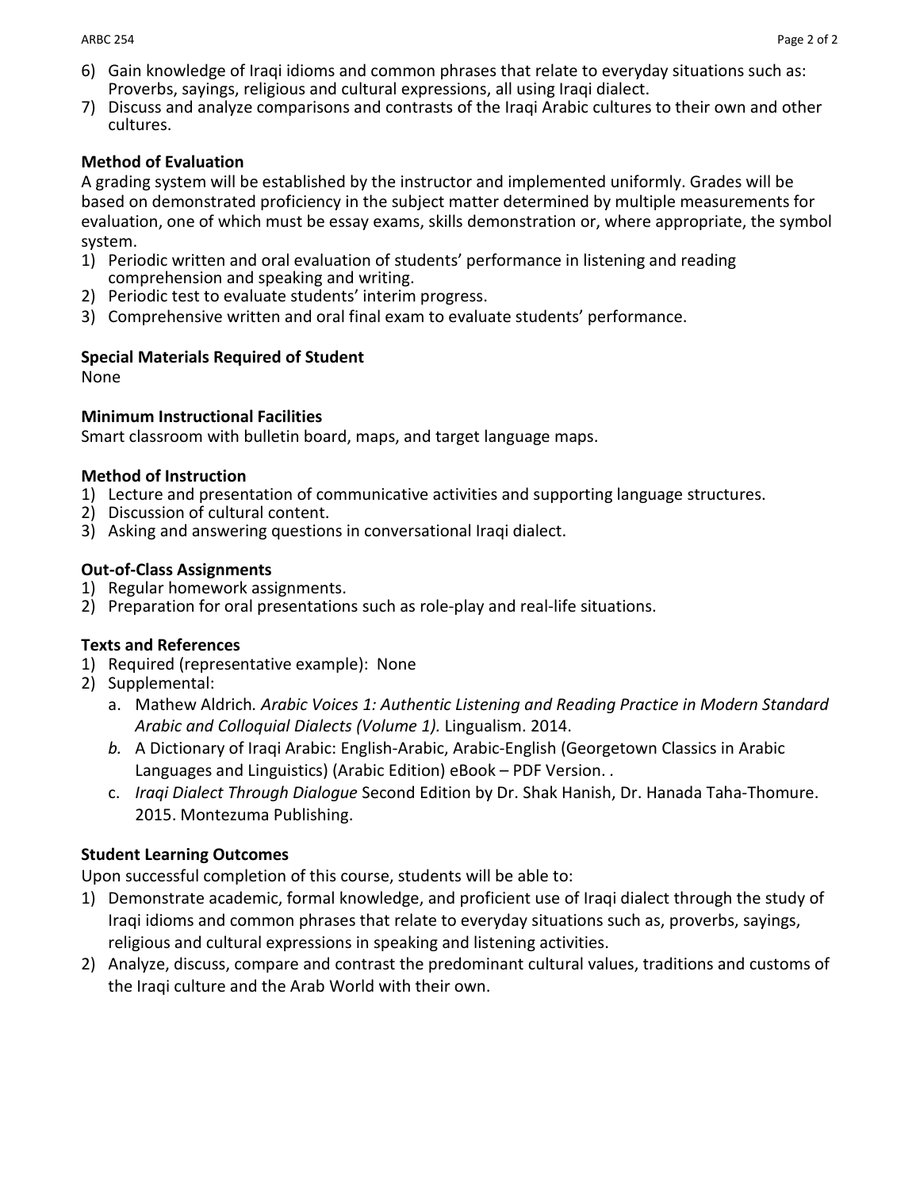6) Gain knowledge of Iraqi idioms and common phrases that relate to everyday situations such as: Proverbs, sayings, religious and cultural expressions, all using Iraqi dialect.
7) Discuss and analyze comparisons and contrasts of the Iraqi Arabic cultures to their own and other cultures.

**Method of Evaluation**

A grading system will be established by the instructor and implemented uniformly. Grades will be based on demonstrated proficiency in the subject matter determined by multiple measurements for evaluation, one of which must be essay exams, skills demonstration or, where appropriate, the symbol system.

1) Periodic written and oral evaluation of students' performance in listening and reading comprehension and speaking and writing.
2) Periodic test to evaluate students' interim progress.
3) Comprehensive written and oral final exam to evaluate students' performance.

**Special Materials Required of Student**

None

**Minimum Instructional Facilities**

Smart classroom with bulletin board, maps, and target language maps.

**Method of Instruction**

1) Lecture and presentation of communicative activities and supporting language structures.
2) Discussion of cultural content.
3) Asking and answering questions in conversational Iraqi dialect.

**Out-of-Class Assignments**

1) Regular homework assignments.
2) Preparation for oral presentations such as role-play and real-life situations.

**Texts and References**

1) Required (representative example): None
2) Supplemental:
   a. Mathew Aldrich*. Arabic Voices 1: Authentic Listening and Reading Practice in Modern Standard Arabic and Colloquial Dialects (Volume 1).* Lingualism. 2014.
   *b.* A Dictionary of Iraqi Arabic: English-Arabic, Arabic-English (Georgetown Classics in Arabic Languages and Linguistics) (Arabic Edition) eBook – PDF Version. .
   c. *Iraqi Dialect Through Dialogue* Second Edition by Dr. Shak Hanish, Dr. Hanada Taha-Thomure. 2015. Montezuma Publishing.

**Student Learning Outcomes**

Upon successful completion of this course, students will be able to:

1) Demonstrate academic, formal knowledge, and proficient use of Iraqi dialect through the study of Iraqi idioms and common phrases that relate to everyday situations such as, proverbs, sayings, religious and cultural expressions in speaking and listening activities.
2) Analyze, discuss, compare and contrast the predominant cultural values, traditions and customs of the Iraqi culture and the Arab World with their own.